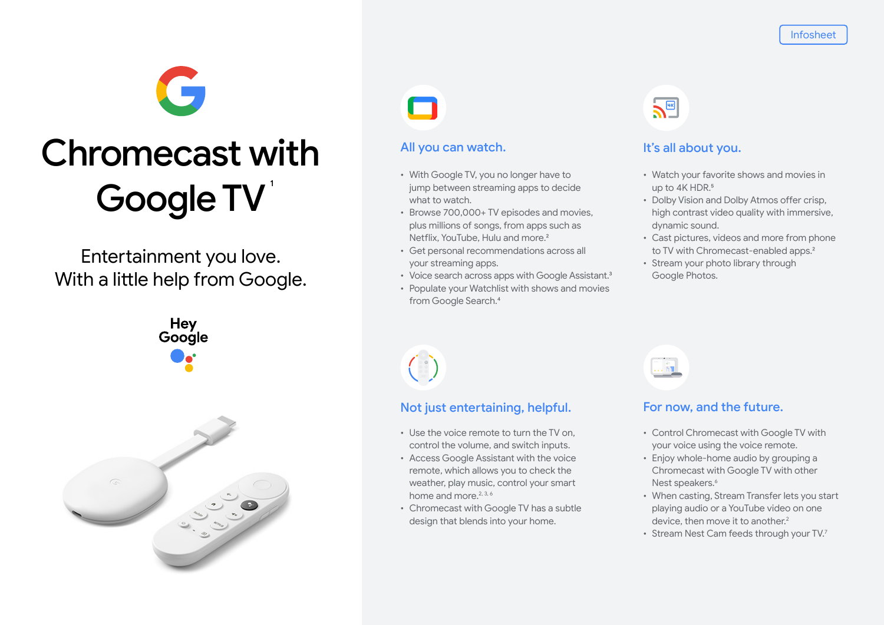Infosheet

# Chromecast with Google TV[1]

Entertainment you love.
With a little help from Google.

Hey Google

## All you can watch.

- With Google TV, you no longer have to jump between streaming apps to decide what to watch.
- Browse 700,000+ TV episodes and movies, plus millions of songs, from apps such as Netflix, YouTube, Hulu and more.[2]
- Get personal recommendations across all your streaming apps.
- Voice search across apps with Google Assistant.[3]
- Populate your Watchlist with shows and movies from Google Search.[4]

## It's all about you.

- Watch your favorite shows and movies in up to 4K HDR.[5]
- Dolby Vision and Dolby Atmos offer crisp, high contrast video quality with immersive, dynamic sound.
- Cast pictures, videos and more from phone to TV with Chromecast-enabled apps.[2]
- Stream your photo library through Google Photos.

## Not just entertaining, helpful.

- Use the voice remote to turn the TV on, control the volume, and switch inputs.
- Access Google Assistant with the voice remote, which allows you to check the weather, play music, control your smart home and more.[2, 3, 6]
- Chromecast with Google TV has a subtle design that blends into your home.

## For now, and the future.

- Control Chromecast with Google TV with your voice using the voice remote.
- Enjoy whole-home audio by grouping a Chromecast with Google TV with other Nest speakers.[6]
- When casting, Stream Transfer lets you start playing audio or a YouTube video on one device, then move it to another.[2]
- Stream Nest Cam feeds through your TV.[7]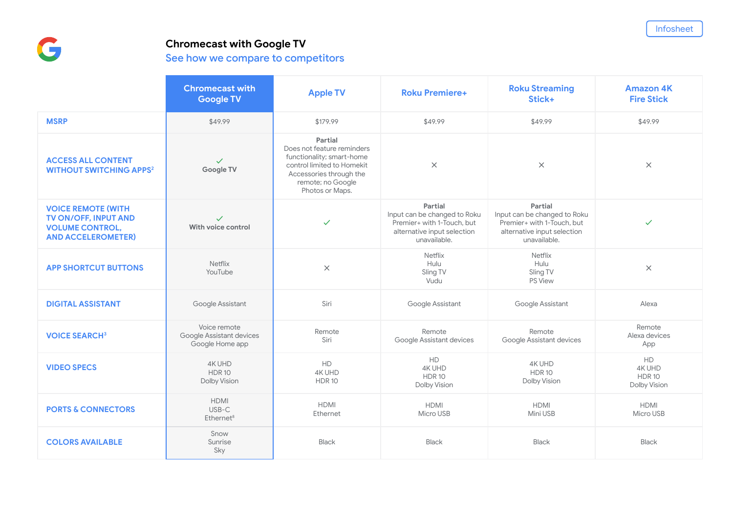Infosheet

# Chromecast with Google TV

## See how we compare to competitors

| | Chromecast with Google TV | Apple TV | Roku Premiere+ | Roku Streaming Stick+ | Amazon 4K Fire Stick |
|---|---|---|---|---|---|
| MSRP | $49.99 | $179.99 | $49.99 | $49.99 | $49.99 |
| ACCESS ALL CONTENT WITHOUT SWITCHING APPS[2] | ✓ Google TV | **Partial** Does not feature reminders functionality; smart-home control limited to Homekit Accessories through the remote; no Google Photos or Maps. | × | × | × |
| VOICE REMOTE (WITH TV ON/OFF, INPUT AND VOLUME CONTROL, AND ACCELEROMETER) | ✓ With voice control | ✓ | **Partial** Input can be changed to Roku Premier+ with 1-Touch, but alternative input selection unavailable. | **Partial** Input can be changed to Roku Premier+ with 1-Touch, but alternative input selection unavailable. | ✓ |
| APP SHORTCUT BUTTONS | Netflix<br>YouTube | × | Netflix<br>Hulu<br>Sling TV<br>Vudu | Netflix<br>Hulu<br>Sling TV<br>PS View | × |
| DIGITAL ASSISTANT | Google Assistant | Siri | Google Assistant | Google Assistant | Alexa |
| VOICE SEARCH[3] | Voice remote<br>Google Assistant devices<br>Google Home app | Remote<br>Siri | Remote<br>Google Assistant devices | Remote<br>Google Assistant devices | Remote<br>Alexa devices<br>App |
| VIDEO SPECS | 4K UHD<br>HDR 10<br>Dolby Vision | HD<br>4K UHD<br>HDR 10 | HD<br>4K UHD<br>HDR 10<br>Dolby Vision | 4K UHD<br>HDR 10<br>Dolby Vision | HD<br>4K UHD<br>HDR 10<br>Dolby Vision |
| PORTS & CONNECTORS | HDMI<br>USB-C<br>Ethernet[8] | HDMI<br>Ethernet | HDMI<br>Micro USB | HDMI<br>Mini USB | HDMI<br>Micro USB |
| COLORS AVAILABLE | Snow<br>Sunrise<br>Sky | Black | Black | Black | Black |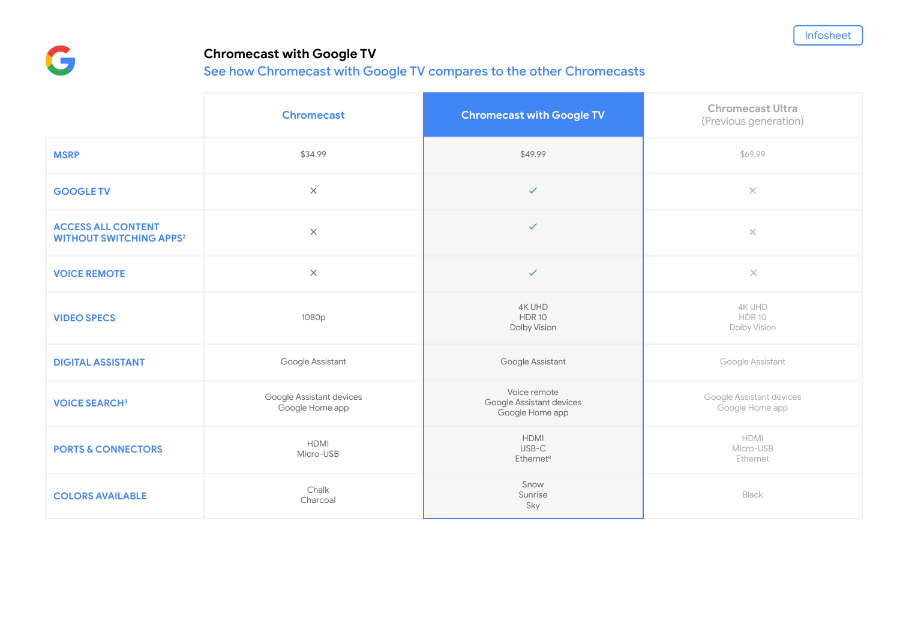Infosheet

# Chromecast with Google TV

## See how Chromecast with Google TV compares to the other Chromecasts

| | Chromecast | Chromecast with Google TV | Chromecast Ultra (Previous generation) |
|---|---|---|---|
| MSRP | $34.99 | $49.99 | $69.99 |
| GOOGLE TV | ✕ | ✓ | ✕ |
| ACCESS ALL CONTENT WITHOUT SWITCHING APPS[2] | ✕ | ✓ | ✕ |
| VOICE REMOTE | ✕ | ✓ | ✕ |
| VIDEO SPECS | 1080p | 4K UHD<br>HDR 10<br>Dolby Vision | 4K UHD<br>HDR 10<br>Dolby Vision |
| DIGITAL ASSISTANT | Google Assistant | Google Assistant | Google Assistant |
| VOICE SEARCH[3] | Google Assistant devices<br>Google Home app | Voice remote<br>Google Assistant devices<br>Google Home app | Google Assistant devices<br>Google Home app |
| PORTS & CONNECTORS | HDMI<br>Micro-USB | HDMI<br>USB-C<br>Ethernet[8] | HDMI<br>Micro-USB<br>Ethernet |
| COLORS AVAILABLE | Chalk<br>Charcoal | Snow<br>Sunrise<br>Sky | Black |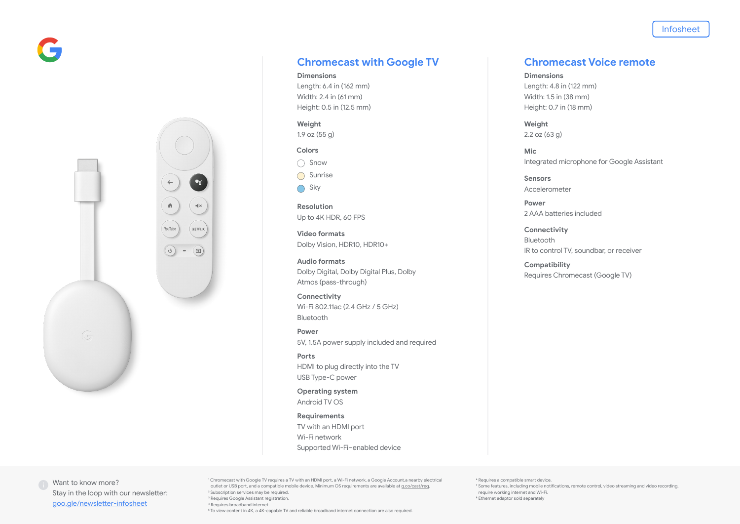Infosheet

## Chromecast with Google TV

**Dimensions**
Length: 6.4 in (162 mm)
Width: 2.4 in (61 mm)
Height: 0.5 in (12.5 mm)

**Weight**
1.9 oz (55 g)

**Colors**
- Snow
- Sunrise
- Sky

**Resolution**
Up to 4K HDR, 60 FPS

**Video formats**
Dolby Vision, HDR10, HDR10+

**Audio formats**
Dolby Digital, Dolby Digital Plus, Dolby Atmos (pass-through)

**Connectivity**
Wi-Fi 802.11ac (2.4 GHz / 5 GHz)
Bluetooth

**Power**
5V, 1.5A power supply included and required

**Ports**
HDMI to plug directly into the TV
USB Type-C power

**Operating system**
Android TV OS

**Requirements**
TV with an HDMI port
Wi-Fi network
Supported Wi-Fi–enabled device

## Chromecast Voice remote

**Dimensions**
Length: 4.8 in (122 mm)
Width: 1.5 in (38 mm)
Height: 0.7 in (18 mm)

**Weight**
2.2 oz (63 g)

**Mic**
Integrated microphone for Google Assistant

**Sensors**
Accelerometer

**Power**
2 AAA batteries included

**Connectivity**
Bluetooth
IR to control TV, soundbar, or receiver

**Compatibility**
Requires Chromecast (Google TV)

---

Want to know more?
Stay in the loop with our newsletter:
goo.gle/newsletter-infosheet

[1] Chromecast with Google TV requires a TV with an HDMI port, a Wi-Fi network, a Google Account,a nearby electrical outlet or USB port, and a compatible mobile device. Minimum OS requirements are available at g.co/cast/req.
[2] Subscription services may be required.
[3] Requires Google Assistant registration.
[4] Requires broadband internet.
[5] To view content in 4K, a 4K-capable TV and reliable broadband internet connection are also required.
[6] Requires a compatible smart device.
[7] Some features, including mobile notifications, remote control, video streaming and video recording, require working internet and Wi-Fi.
[8] Ethernet adaptor sold separately